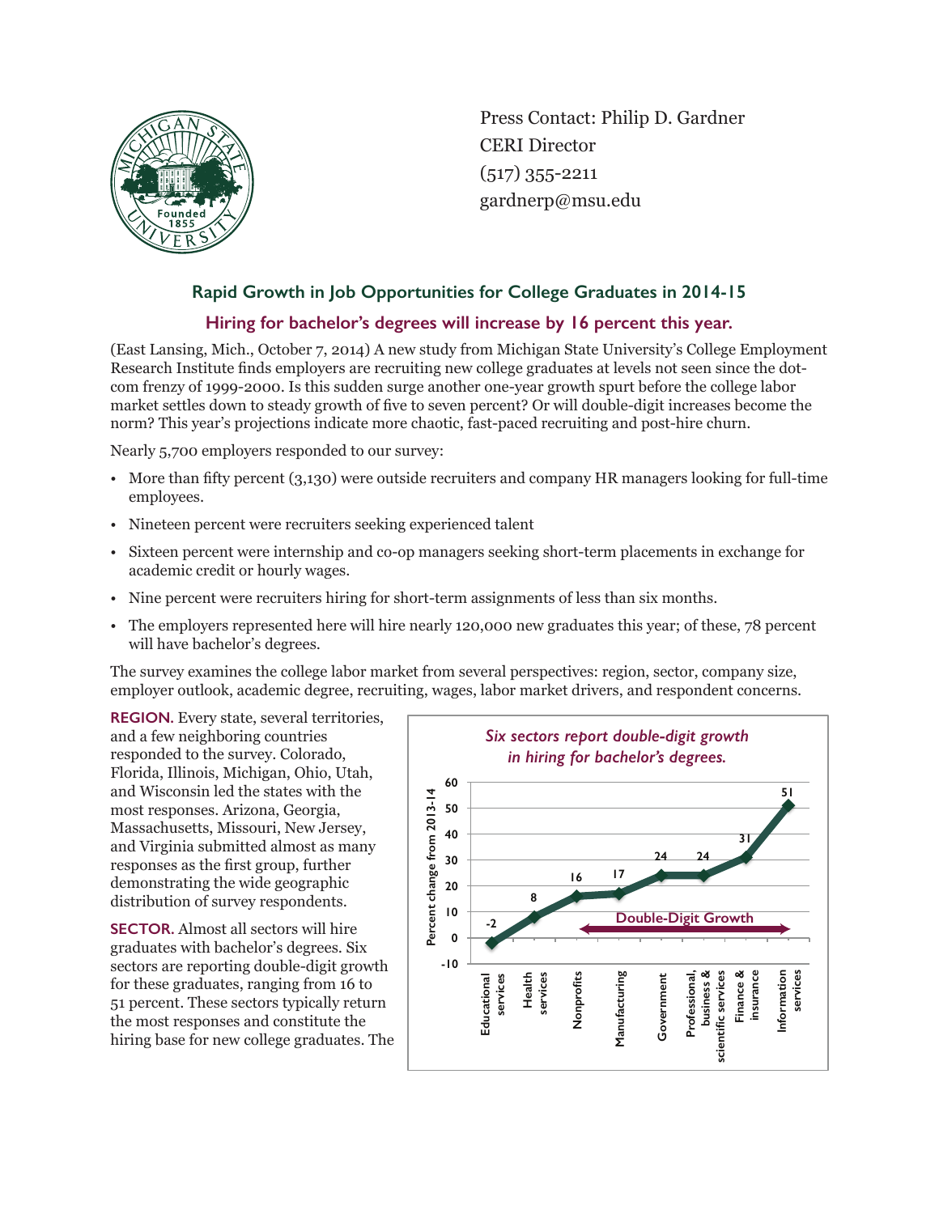Press Contact: Philip D. Gardner
CERI Director
(517) 355-2211
gardnerp@msu.edu

## Rapid Growth in Job Opportunities for College Graduates in 2014-15

### Hiring for bachelor's degrees will increase by 16 percent this year.

(East Lansing, Mich., October 7, 2014) A new study from Michigan State University's College Employment Research Institute finds employers are recruiting new college graduates at levels not seen since the dot-com frenzy of 1999-2000. Is this sudden surge another one-year growth spurt before the college labor market settles down to steady growth of five to seven percent? Or will double-digit increases become the norm? This year's projections indicate more chaotic, fast-paced recruiting and post-hire churn.

Nearly 5,700 employers responded to our survey:

- More than fifty percent (3,130) were outside recruiters and company HR managers looking for full-time employees.
- Nineteen percent were recruiters seeking experienced talent
- Sixteen percent were internship and co-op managers seeking short-term placements in exchange for academic credit or hourly wages.
- Nine percent were recruiters hiring for short-term assignments of less than six months.
- The employers represented here will hire nearly 120,000 new graduates this year; of these, 78 percent will have bachelor's degrees.

The survey examines the college labor market from several perspectives: region, sector, company size, employer outlook, academic degree, recruiting, wages, labor market drivers, and respondent concerns.

**REGION.** Every state, several territories, and a few neighboring countries responded to the survey. Colorado, Florida, Illinois, Michigan, Ohio, Utah, and Wisconsin led the states with the most responses. Arizona, Georgia, Massachusetts, Missouri, New Jersey, and Virginia submitted almost as many responses as the first group, further demonstrating the wide geographic distribution of survey respondents.

**SECTOR.** Almost all sectors will hire graduates with bachelor's degrees. Six sectors are reporting double-digit growth for these graduates, ranging from 16 to 51 percent. These sectors typically return the most responses and constitute the hiring base for new college graduates. The

*Six sectors report double-digit growth in hiring for bachelor's degrees.*

| Sector | Percent change from 2013-14 |
|---|---|
| Educational services | -2 |
| Health services | 8 |
| Nonprofits | 16 |
| Manufacturing | 17 |
| Government | 24 |
| Professional, business & scientific services | 24 |
| Finance & insurance | 31 |
| Information services | 51 |

Double-Digit Growth: Nonprofits through Information services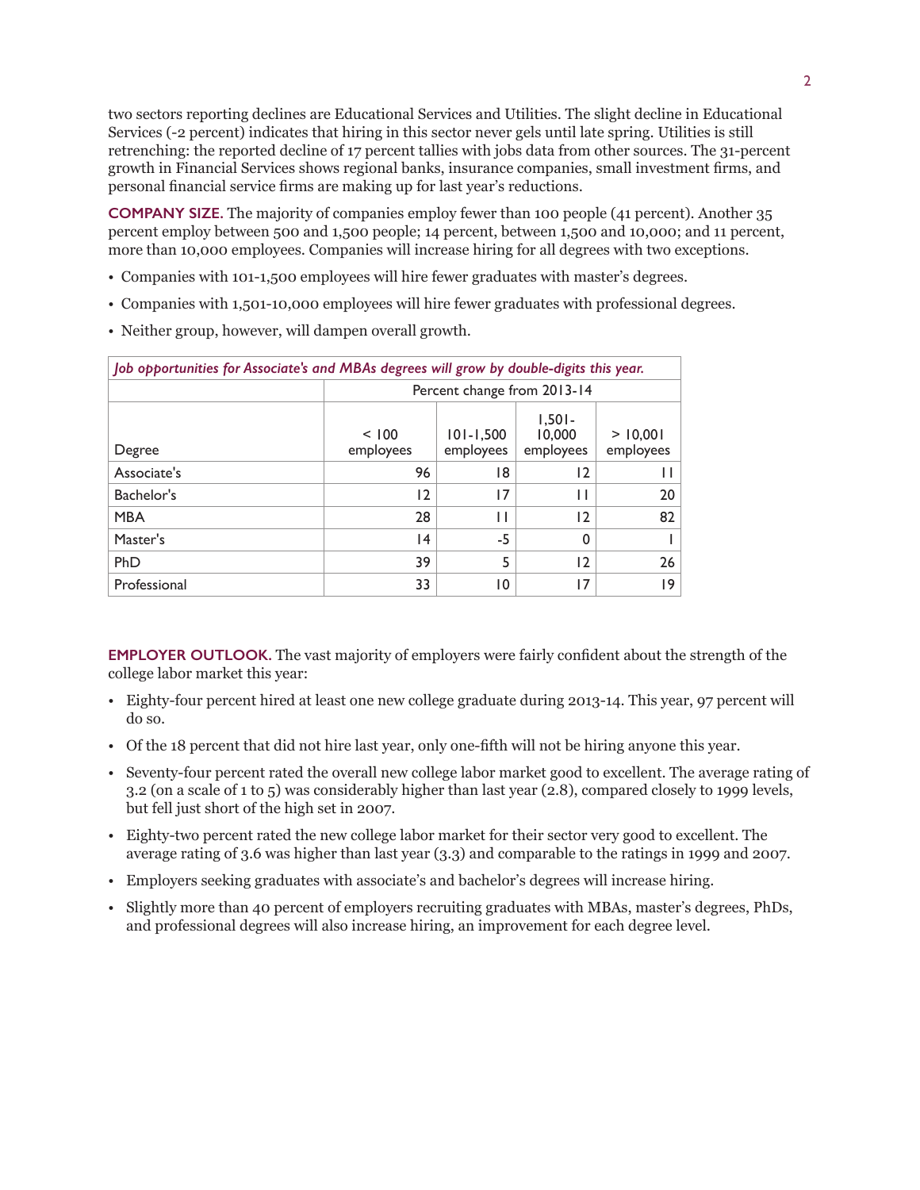two sectors reporting declines are Educational Services and Utilities. The slight decline in Educational Services (-2 percent) indicates that hiring in this sector never gels until late spring. Utilities is still retrenching: the reported decline of 17 percent tallies with jobs data from other sources. The 31-percent growth in Financial Services shows regional banks, insurance companies, small investment firms, and personal financial service firms are making up for last year's reductions.

**COMPANY SIZE.** The majority of companies employ fewer than 100 people (41 percent). Another 35 percent employ between 500 and 1,500 people; 14 percent, between 1,500 and 10,000; and 11 percent, more than 10,000 employees. Companies will increase hiring for all degrees with two exceptions.

- Companies with 101-1,500 employees will hire fewer graduates with master's degrees.
- Companies with 1,501-10,000 employees will hire fewer graduates with professional degrees.
- Neither group, however, will dampen overall growth.

*Job opportunities for Associate's and MBAs degrees will grow by double-digits this year.*

| | Percent change from 2013-14 | | | |
|---|---|---|---|---|
| Degree | < 100 employees | 101-1,500 employees | 1,501-10,000 employees | > 10,001 employees |
| Associate's | 96 | 18 | 12 | 11 |
| Bachelor's | 12 | 17 | 11 | 20 |
| MBA | 28 | 11 | 12 | 82 |
| Master's | 14 | -5 | 0 | 1 |
| PhD | 39 | 5 | 12 | 26 |
| Professional | 33 | 10 | 17 | 19 |

**EMPLOYER OUTLOOK.** The vast majority of employers were fairly confident about the strength of the college labor market this year:

- Eighty-four percent hired at least one new college graduate during 2013-14. This year, 97 percent will do so.
- Of the 18 percent that did not hire last year, only one-fifth will not be hiring anyone this year.
- Seventy-four percent rated the overall new college labor market good to excellent. The average rating of 3.2 (on a scale of 1 to 5) was considerably higher than last year (2.8), compared closely to 1999 levels, but fell just short of the high set in 2007.
- Eighty-two percent rated the new college labor market for their sector very good to excellent. The average rating of 3.6 was higher than last year (3.3) and comparable to the ratings in 1999 and 2007.
- Employers seeking graduates with associate's and bachelor's degrees will increase hiring.
- Slightly more than 40 percent of employers recruiting graduates with MBAs, master's degrees, PhDs, and professional degrees will also increase hiring, an improvement for each degree level.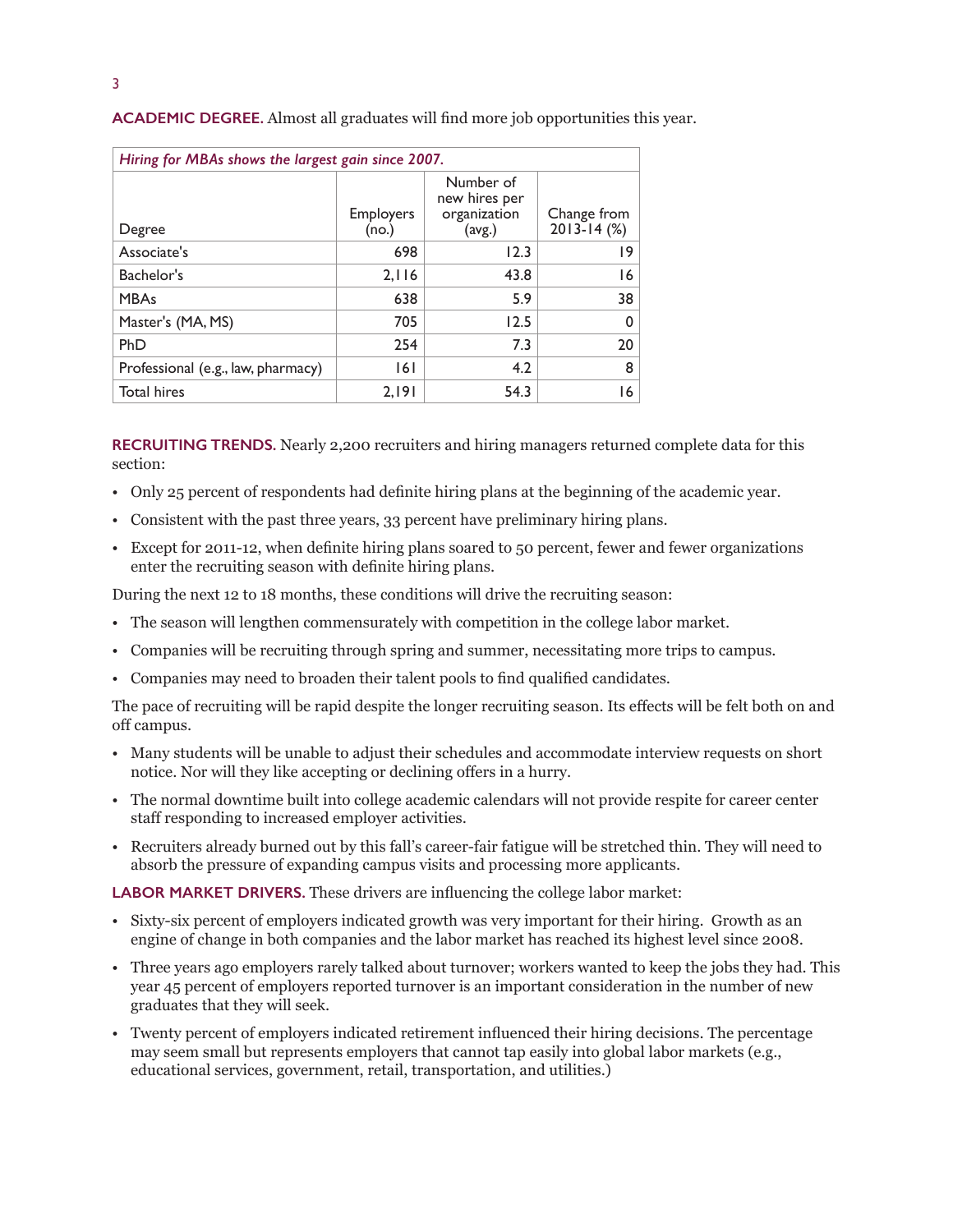**ACADEMIC DEGREE.** Almost all graduates will find more job opportunities this year.

| *Hiring for MBAs shows the largest gain since 2007.* | | | |
|---|---|---|---|
| Degree | Employers (no.) | Number of new hires per organization (avg.) | Change from 2013-14 (%) |
| Associate's | 698 | 12.3 | 19 |
| Bachelor's | 2,116 | 43.8 | 16 |
| MBAs | 638 | 5.9 | 38 |
| Master's (MA, MS) | 705 | 12.5 | 0 |
| PhD | 254 | 7.3 | 20 |
| Professional (e.g., law, pharmacy) | 161 | 4.2 | 8 |
| Total hires | 2,191 | 54.3 | 16 |

**RECRUITING TRENDS.** Nearly 2,200 recruiters and hiring managers returned complete data for this section:

- Only 25 percent of respondents had definite hiring plans at the beginning of the academic year.
- Consistent with the past three years, 33 percent have preliminary hiring plans.
- Except for 2011-12, when definite hiring plans soared to 50 percent, fewer and fewer organizations enter the recruiting season with definite hiring plans.

During the next 12 to 18 months, these conditions will drive the recruiting season:

- The season will lengthen commensurately with competition in the college labor market.
- Companies will be recruiting through spring and summer, necessitating more trips to campus.
- Companies may need to broaden their talent pools to find qualified candidates.

The pace of recruiting will be rapid despite the longer recruiting season. Its effects will be felt both on and off campus.

- Many students will be unable to adjust their schedules and accommodate interview requests on short notice. Nor will they like accepting or declining offers in a hurry.
- The normal downtime built into college academic calendars will not provide respite for career center staff responding to increased employer activities.
- Recruiters already burned out by this fall's career-fair fatigue will be stretched thin. They will need to absorb the pressure of expanding campus visits and processing more applicants.

**LABOR MARKET DRIVERS.** These drivers are influencing the college labor market:

- Sixty-six percent of employers indicated growth was very important for their hiring. Growth as an engine of change in both companies and the labor market has reached its highest level since 2008.
- Three years ago employers rarely talked about turnover; workers wanted to keep the jobs they had. This year 45 percent of employers reported turnover is an important consideration in the number of new graduates that they will seek.
- Twenty percent of employers indicated retirement influenced their hiring decisions. The percentage may seem small but represents employers that cannot tap easily into global labor markets (e.g., educational services, government, retail, transportation, and utilities.)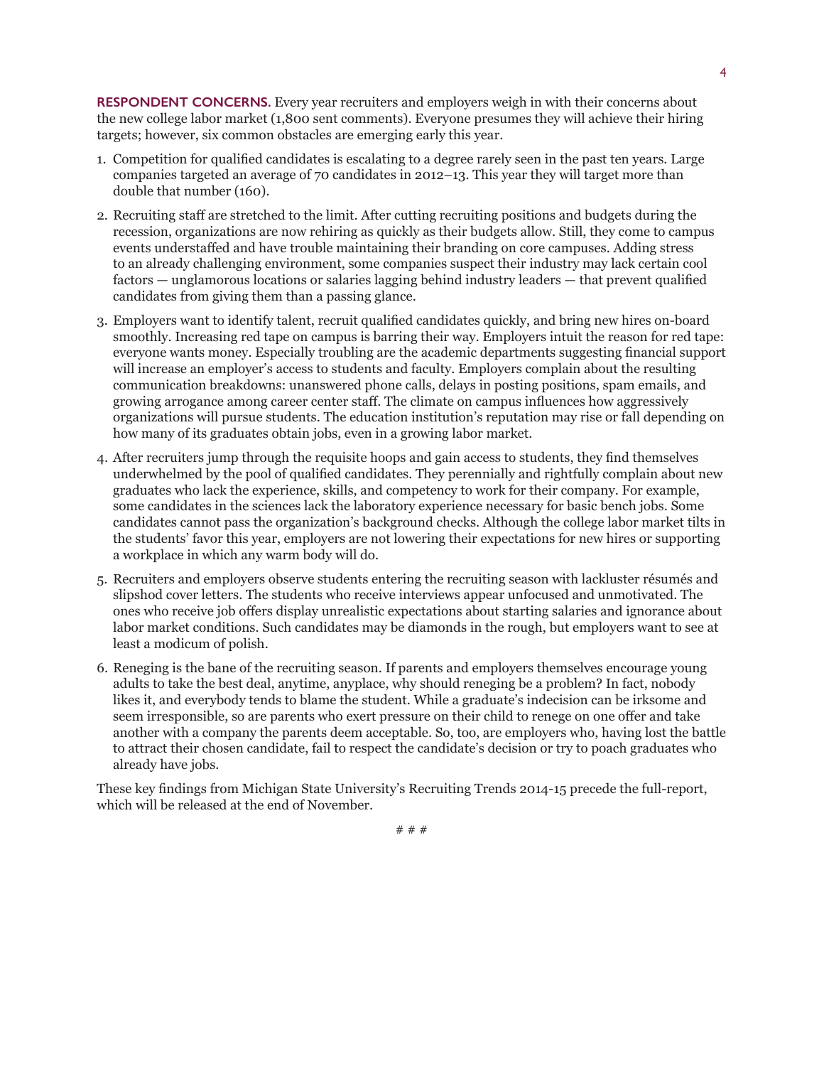**RESPONDENT CONCERNS.** Every year recruiters and employers weigh in with their concerns about the new college labor market (1,800 sent comments). Everyone presumes they will achieve their hiring targets; however, six common obstacles are emerging early this year.

1. Competition for qualified candidates is escalating to a degree rarely seen in the past ten years. Large companies targeted an average of 70 candidates in 2012–13. This year they will target more than double that number (160).
2. Recruiting staff are stretched to the limit. After cutting recruiting positions and budgets during the recession, organizations are now rehiring as quickly as their budgets allow. Still, they come to campus events understaffed and have trouble maintaining their branding on core campuses. Adding stress to an already challenging environment, some companies suspect their industry may lack certain cool factors — unglamorous locations or salaries lagging behind industry leaders — that prevent qualified candidates from giving them than a passing glance.
3. Employers want to identify talent, recruit qualified candidates quickly, and bring new hires on-board smoothly. Increasing red tape on campus is barring their way. Employers intuit the reason for red tape: everyone wants money. Especially troubling are the academic departments suggesting financial support will increase an employer's access to students and faculty. Employers complain about the resulting communication breakdowns: unanswered phone calls, delays in posting positions, spam emails, and growing arrogance among career center staff. The climate on campus influences how aggressively organizations will pursue students. The education institution's reputation may rise or fall depending on how many of its graduates obtain jobs, even in a growing labor market.
4. After recruiters jump through the requisite hoops and gain access to students, they find themselves underwhelmed by the pool of qualified candidates. They perennially and rightfully complain about new graduates who lack the experience, skills, and competency to work for their company. For example, some candidates in the sciences lack the laboratory experience necessary for basic bench jobs. Some candidates cannot pass the organization's background checks. Although the college labor market tilts in the students' favor this year, employers are not lowering their expectations for new hires or supporting a workplace in which any warm body will do.
5. Recruiters and employers observe students entering the recruiting season with lackluster résumés and slipshod cover letters. The students who receive interviews appear unfocused and unmotivated. The ones who receive job offers display unrealistic expectations about starting salaries and ignorance about labor market conditions. Such candidates may be diamonds in the rough, but employers want to see at least a modicum of polish.
6. Reneging is the bane of the recruiting season. If parents and employers themselves encourage young adults to take the best deal, anytime, anyplace, why should reneging be a problem? In fact, nobody likes it, and everybody tends to blame the student. While a graduate's indecision can be irksome and seem irresponsible, so are parents who exert pressure on their child to renege on one offer and take another with a company the parents deem acceptable. So, too, are employers who, having lost the battle to attract their chosen candidate, fail to respect the candidate's decision or try to poach graduates who already have jobs.

These key findings from Michigan State University's Recruiting Trends 2014-15 precede the full-report, which will be released at the end of November.

# # #